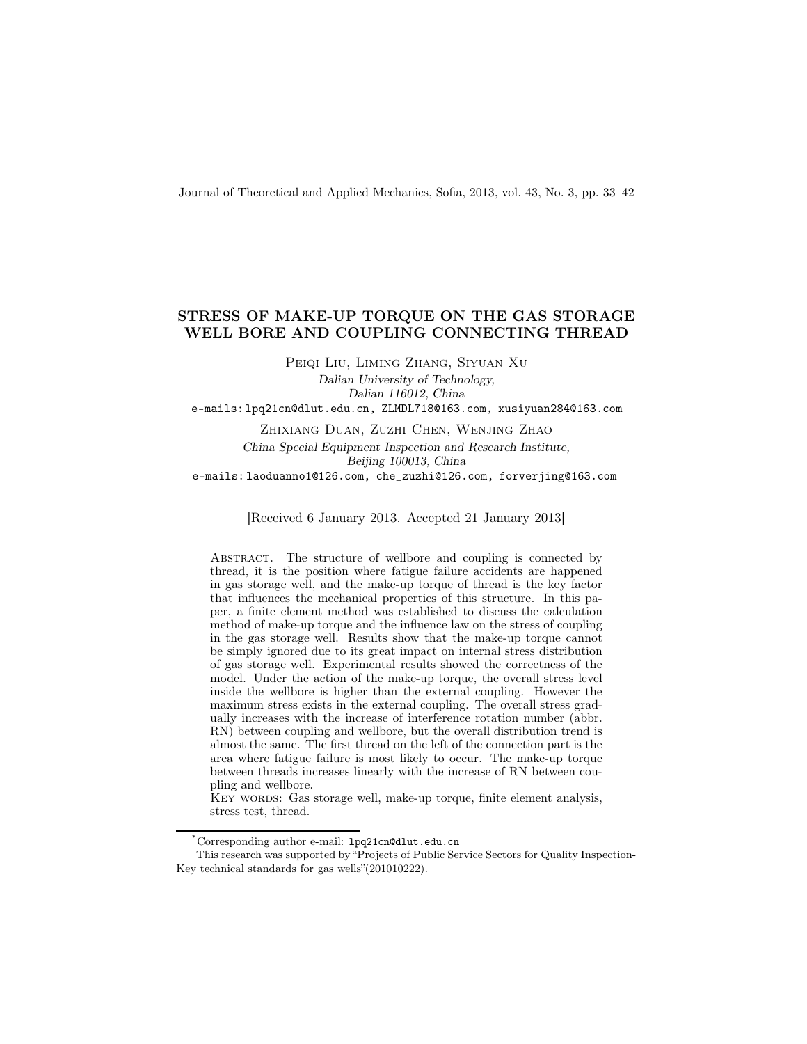# STRESS OF MAKE-UP TORQUE ON THE GAS STORAGE WELL BORE AND COUPLING CONNECTING THREAD

Peiqi Liu, Liming Zhang, Siyuan Xu

*Dalian University of Technology,*
*Dalian 116012, China*

e-mails: lpq21cn@dlut.edu.cn, ZLMDL718@163.com, xusiyuan284@163.com

Zhixiang Duan, Zuzhi Chen, Wenjing Zhao

*China Special Equipment Inspection and Research Institute,*
*Beijing 100013, China*

e-mails: laoduanno1@126.com, che_zuzhi@126.com, forverjing@163.com

[Received 6 January 2013. Accepted 21 January 2013]

Abstract. The structure of wellbore and coupling is connected by thread, it is the position where fatigue failure accidents are happened in gas storage well, and the make-up torque of thread is the key factor that influences the mechanical properties of this structure. In this paper, a finite element method was established to discuss the calculation method of make-up torque and the influence law on the stress of coupling in the gas storage well. Results show that the make-up torque cannot be simply ignored due to its great impact on internal stress distribution of gas storage well. Experimental results showed the correctness of the model. Under the action of the make-up torque, the overall stress level inside the wellbore is higher than the external coupling. However the maximum stress exists in the external coupling. The overall stress gradually increases with the increase of interference rotation number (abbr. RN) between coupling and wellbore, but the overall distribution trend is almost the same. The first thread on the left of the connection part is the area where fatigue failure is most likely to occur. The make-up torque between threads increases linearly with the increase of RN between coupling and wellbore.

Key words: Gas storage well, make-up torque, finite element analysis, stress test, thread.

---

*Corresponding author e-mail: lpq21cn@dlut.edu.cn

This research was supported by "Projects of Public Service Sectors for Quality Inspection-Key technical standards for gas wells"(201010222).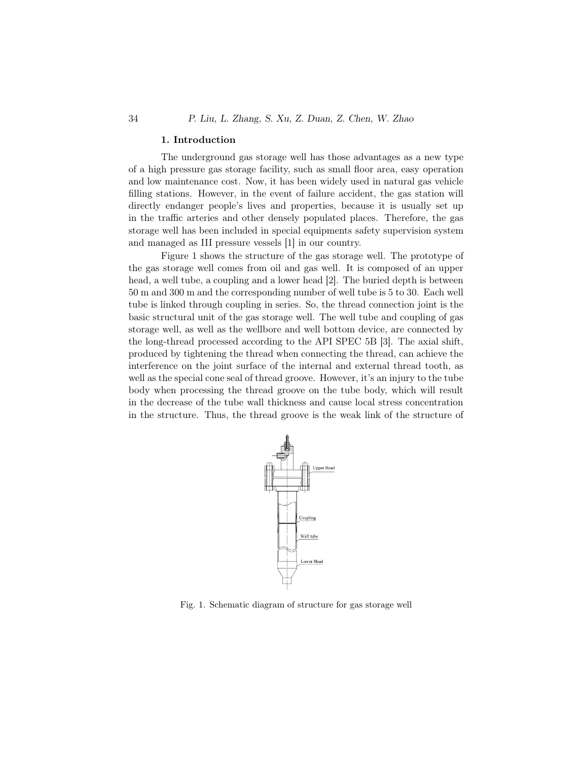### 1. Introduction

The underground gas storage well has those advantages as a new type of a high pressure gas storage facility, such as small floor area, easy operation and low maintenance cost. Now, it has been widely used in natural gas vehicle filling stations. However, in the event of failure accident, the gas station will directly endanger people's lives and properties, because it is usually set up in the traffic arteries and other densely populated places. Therefore, the gas storage well has been included in special equipments safety supervision system and managed as III pressure vessels [1] in our country.

Figure 1 shows the structure of the gas storage well. The prototype of the gas storage well comes from oil and gas well. It is composed of an upper head, a well tube, a coupling and a lower head [2]. The buried depth is between 50 m and 300 m and the corresponding number of well tube is 5 to 30. Each well tube is linked through coupling in series. So, the thread connection joint is the basic structural unit of the gas storage well. The well tube and coupling of gas storage well, as well as the wellbore and well bottom device, are connected by the long-thread processed according to the API SPEC 5B [3]. The axial shift, produced by tightening the thread when connecting the thread, can achieve the interference on the joint surface of the internal and external thread tooth, as well as the special cone seal of thread groove. However, it's an injury to the tube body when processing the thread groove on the tube body, which will result in the decrease of the tube wall thickness and cause local stress concentration in the structure. Thus, the thread groove is the weak link of the structure of

Fig. 1. Schematic diagram of structure for gas storage well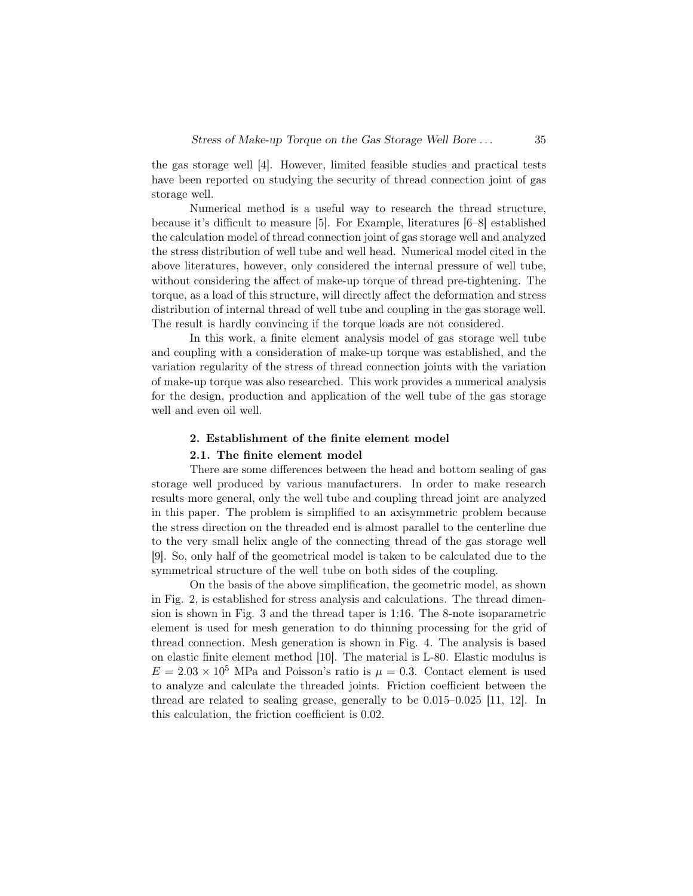the gas storage well [4]. However, limited feasible studies and practical tests have been reported on studying the security of thread connection joint of gas storage well.

Numerical method is a useful way to research the thread structure, because it's difficult to measure [5]. For Example, literatures [6–8] established the calculation model of thread connection joint of gas storage well and analyzed the stress distribution of well tube and well head. Numerical model cited in the above literatures, however, only considered the internal pressure of well tube, without considering the affect of make-up torque of thread pre-tightening. The torque, as a load of this structure, will directly affect the deformation and stress distribution of internal thread of well tube and coupling in the gas storage well. The result is hardly convincing if the torque loads are not considered.

In this work, a finite element analysis model of gas storage well tube and coupling with a consideration of make-up torque was established, and the variation regularity of the stress of thread connection joints with the variation of make-up torque was also researched. This work provides a numerical analysis for the design, production and application of the well tube of the gas storage well and even oil well.

## 2. Establishment of the finite element model

### 2.1. The finite element model

There are some differences between the head and bottom sealing of gas storage well produced by various manufacturers. In order to make research results more general, only the well tube and coupling thread joint are analyzed in this paper. The problem is simplified to an axisymmetric problem because the stress direction on the threaded end is almost parallel to the centerline due to the very small helix angle of the connecting thread of the gas storage well [9]. So, only half of the geometrical model is taken to be calculated due to the symmetrical structure of the well tube on both sides of the coupling.

On the basis of the above simplification, the geometric model, as shown in Fig. 2, is established for stress analysis and calculations. The thread dimension is shown in Fig. 3 and the thread taper is 1:16. The 8-note isoparametric element is used for mesh generation to do thinning processing for the grid of thread connection. Mesh generation is shown in Fig. 4. The analysis is based on elastic finite element method [10]. The material is L-80. Elastic modulus is $E = 2.03 \times 10^5$ MPa and Poisson's ratio is $\mu = 0.3$. Contact element is used to analyze and calculate the threaded joints. Friction coefficient between the thread are related to sealing grease, generally to be 0.015–0.025 [11, 12]. In this calculation, the friction coefficient is 0.02.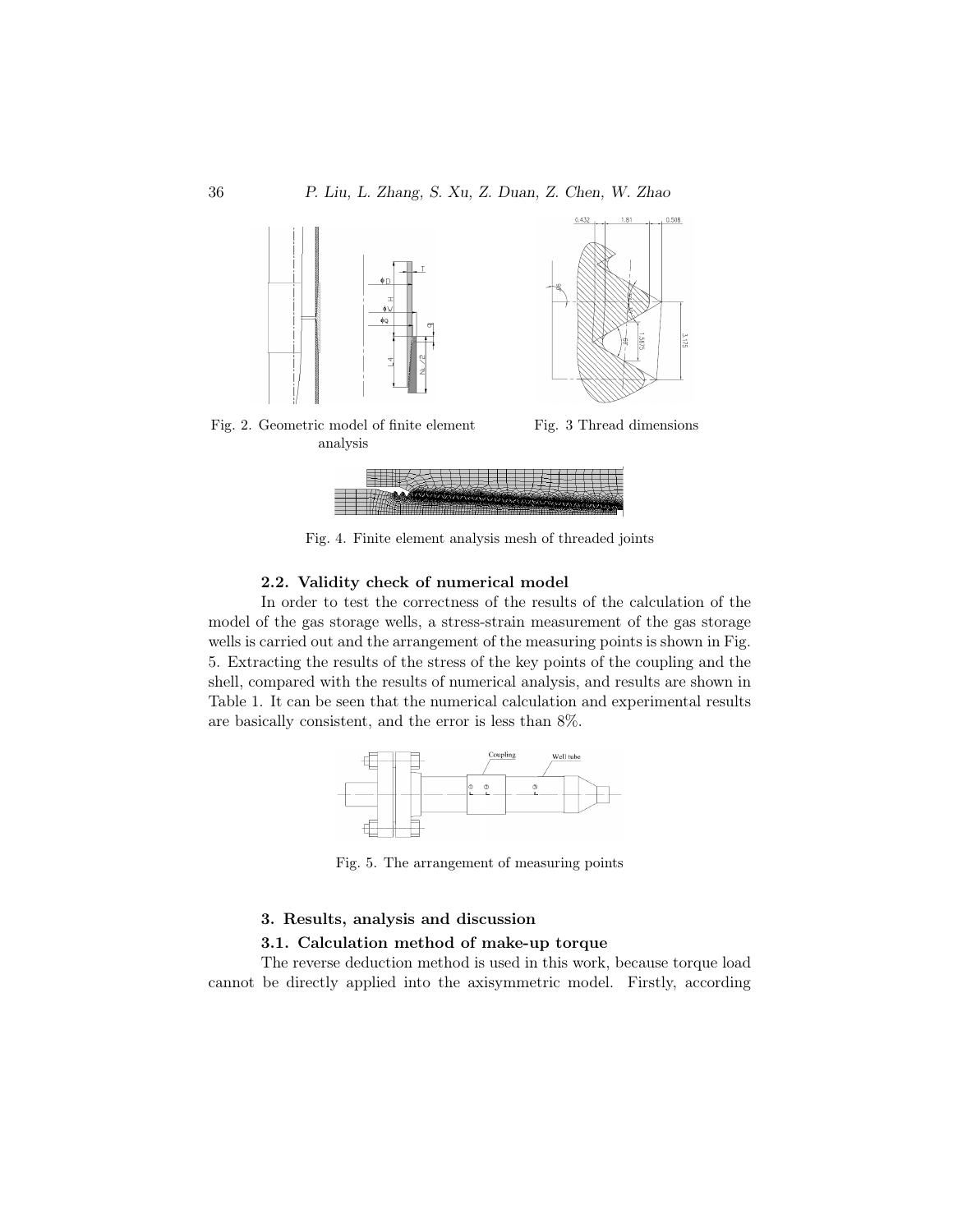Fig. 2. Geometric model of finite element analysis

Fig. 3 Thread dimensions

Fig. 4. Finite element analysis mesh of threaded joints

### 2.2. Validity check of numerical model

In order to test the correctness of the results of the calculation of the model of the gas storage wells, a stress-strain measurement of the gas storage wells is carried out and the arrangement of the measuring points is shown in Fig. 5. Extracting the results of the stress of the key points of the coupling and the shell, compared with the results of numerical analysis, and results are shown in Table 1. It can be seen that the numerical calculation and experimental results are basically consistent, and the error is less than 8%.

Fig. 5. The arrangement of measuring points

## 3. Results, analysis and discussion

### 3.1. Calculation method of make-up torque

The reverse deduction method is used in this work, because torque load cannot be directly applied into the axisymmetric model. Firstly, according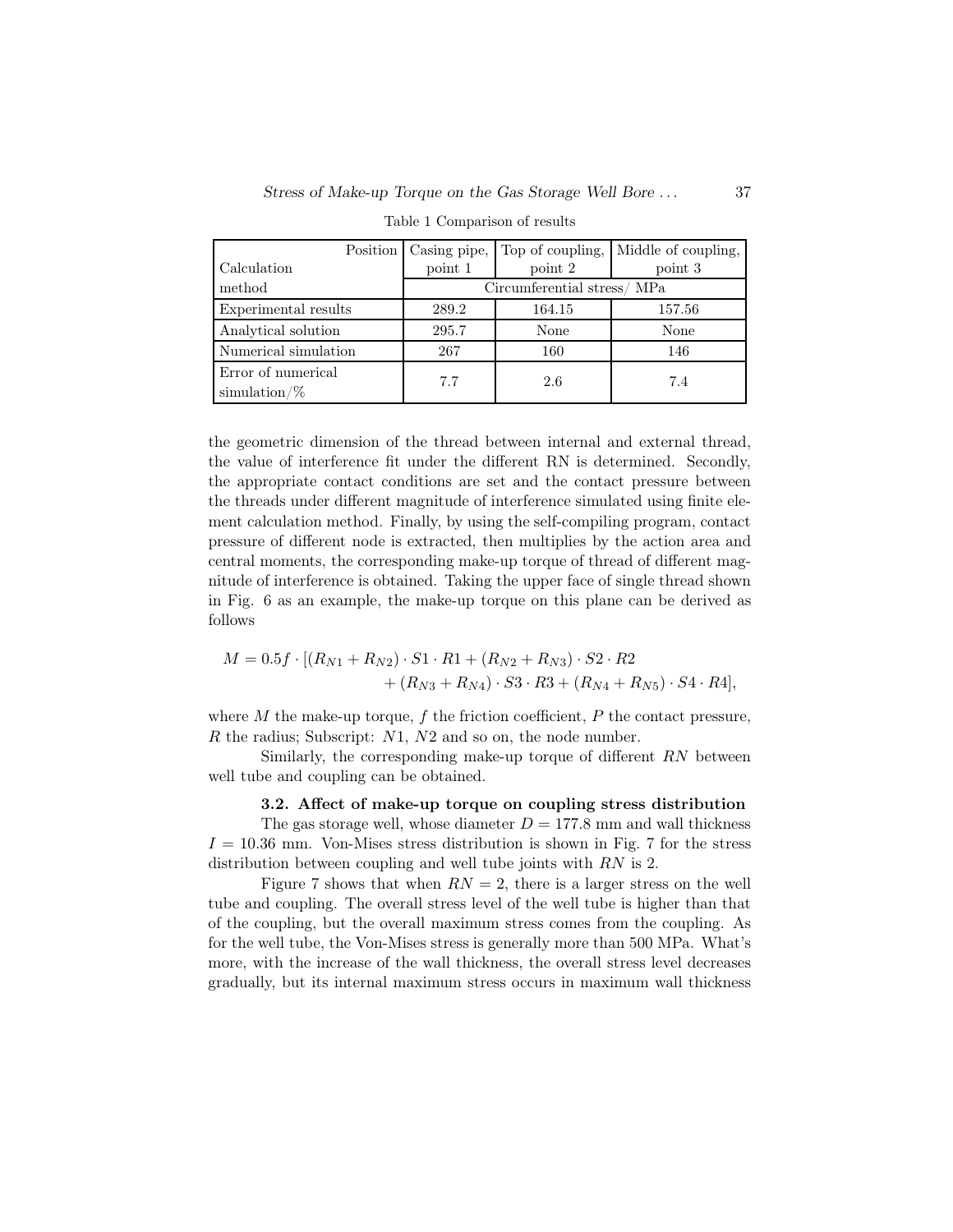Table 1 Comparison of results

| Position / Calculation method | Casing pipe, point 1 | Top of coupling, point 2 | Middle of coupling, point 3 |
|---|---|---|---|
| | Circumferential stress/ MPa | | |
| Experimental results | 289.2 | 164.15 | 157.56 |
| Analytical solution | 295.7 | None | None |
| Numerical simulation | 267 | 160 | 146 |
| Error of numerical simulation/% | 7.7 | 2.6 | 7.4 |

the geometric dimension of the thread between internal and external thread, the value of interference fit under the different RN is determined. Secondly, the appropriate contact conditions are set and the contact pressure between the threads under different magnitude of interference simulated using finite element calculation method. Finally, by using the self-compiling program, contact pressure of different node is extracted, then multiplies by the action area and central moments, the corresponding make-up torque of thread of different magnitude of interference is obtained. Taking the upper face of single thread shown in Fig. 6 as an example, the make-up torque on this plane can be derived as follows

$$M = 0.5f \cdot [(R_{N1} + R_{N2}) \cdot S1 \cdot R1 + (R_{N2} + R_{N3}) \cdot S2 \cdot R2 + (R_{N3} + R_{N4}) \cdot S3 \cdot R3 + (R_{N4} + R_{N5}) \cdot S4 \cdot R4],$$

where $M$ the make-up torque, $f$ the friction coefficient, $P$ the contact pressure, $R$ the radius; Subscript: $N1$, $N2$ and so on, the node number.

Similarly, the corresponding make-up torque of different $RN$ between well tube and coupling can be obtained.

### 3.2. Affect of make-up torque on coupling stress distribution

The gas storage well, whose diameter $D = 177.8$ mm and wall thickness $I = 10.36$ mm. Von-Mises stress distribution is shown in Fig. 7 for the stress distribution between coupling and well tube joints with $RN$ is 2.

Figure 7 shows that when $RN = 2$, there is a larger stress on the well tube and coupling. The overall stress level of the well tube is higher than that of the coupling, but the overall maximum stress comes from the coupling. As for the well tube, the Von-Mises stress is generally more than 500 MPa. What's more, with the increase of the wall thickness, the overall stress level decreases gradually, but its internal maximum stress occurs in maximum wall thickness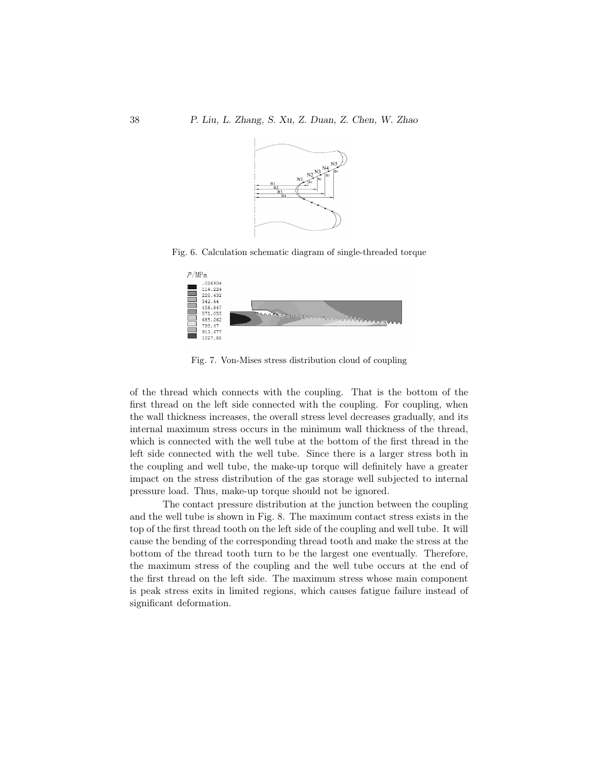Fig. 6. Calculation schematic diagram of single-threaded torque

Fig. 7. Von-Mises stress distribution cloud of coupling

of the thread which connects with the coupling. That is the bottom of the first thread on the left side connected with the coupling. For coupling, when the wall thickness increases, the overall stress level decreases gradually, and its internal maximum stress occurs in the minimum wall thickness of the thread, which is connected with the well tube at the bottom of the first thread in the left side connected with the well tube. Since there is a larger stress both in the coupling and well tube, the make-up torque will definitely have a greater impact on the stress distribution of the gas storage well subjected to internal pressure load. Thus, make-up torque should not be ignored.

The contact pressure distribution at the junction between the coupling and the well tube is shown in Fig. 8. The maximum contact stress exists in the top of the first thread tooth on the left side of the coupling and well tube. It will cause the bending of the corresponding thread tooth and make the stress at the bottom of the thread tooth turn to be the largest one eventually. Therefore, the maximum stress of the coupling and the well tube occurs at the end of the first thread on the left side. The maximum stress whose main component is peak stress exits in limited regions, which causes fatigue failure instead of significant deformation.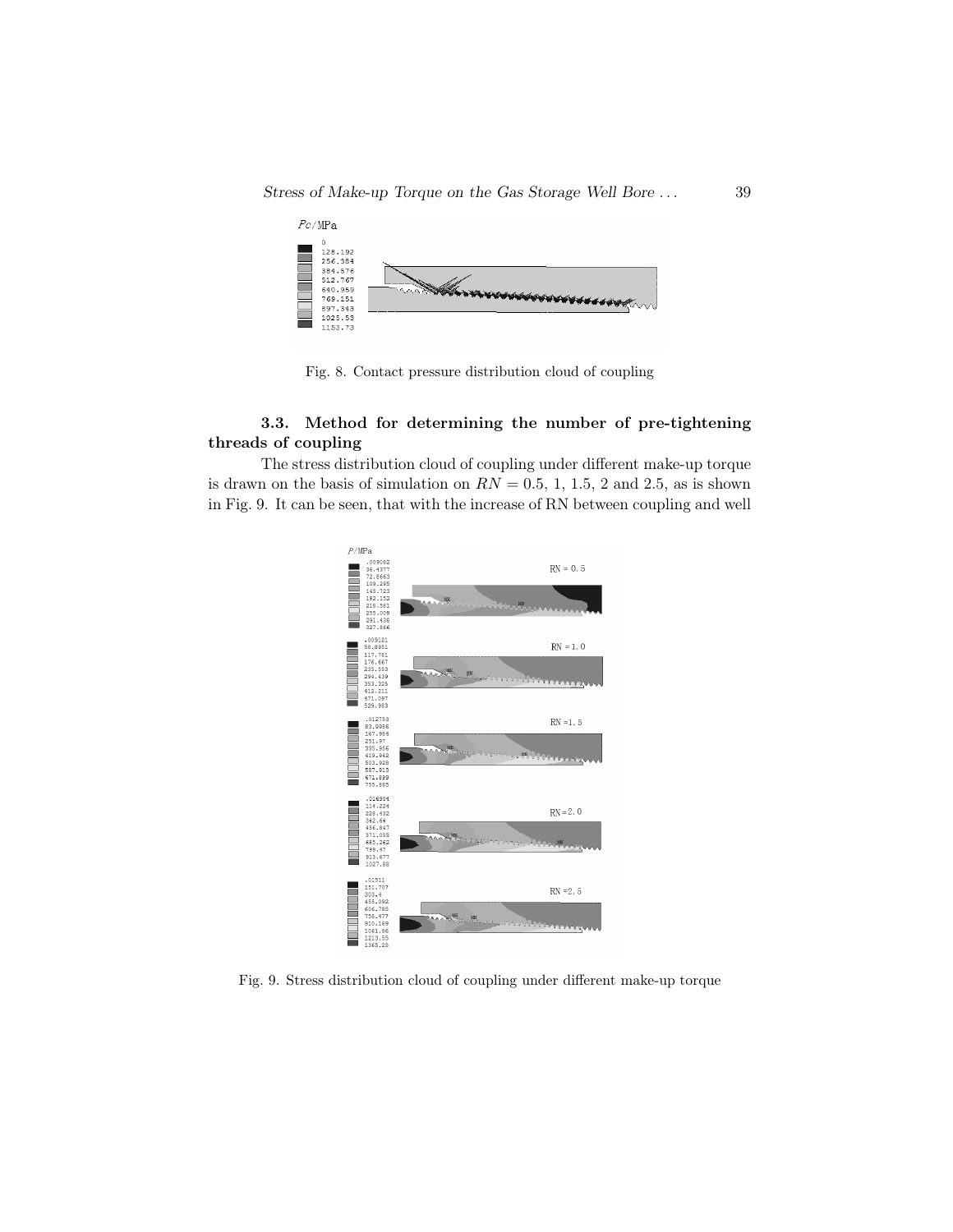Fig. 8. Contact pressure distribution cloud of coupling

### 3.3. Method for determining the number of pre-tightening threads of coupling

The stress distribution cloud of coupling under different make-up torque is drawn on the basis of simulation on $RN = 0.5$, 1, 1.5, 2 and 2.5, as is shown in Fig. 9. It can be seen, that with the increase of RN between coupling and well

Fig. 9. Stress distribution cloud of coupling under different make-up torque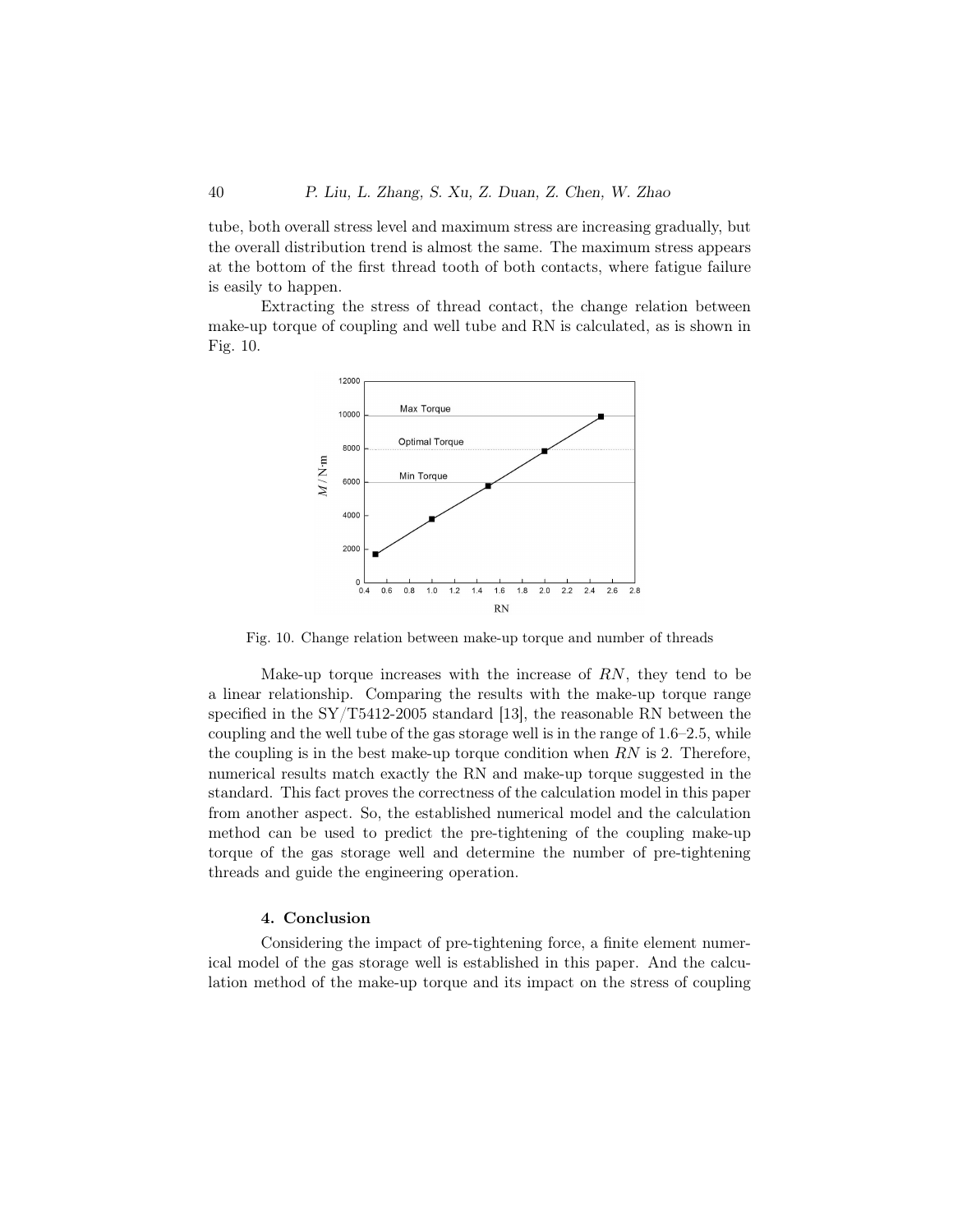tube, both overall stress level and maximum stress are increasing gradually, but the overall distribution trend is almost the same. The maximum stress appears at the bottom of the first thread tooth of both contacts, where fatigue failure is easily to happen.

Extracting the stress of thread contact, the change relation between make-up torque of coupling and well tube and RN is calculated, as is shown in Fig. 10.

Fig. 10. Change relation between make-up torque and number of threads

Make-up torque increases with the increase of $RN$, they tend to be a linear relationship. Comparing the results with the make-up torque range specified in the SY/T5412-2005 standard [13], the reasonable RN between the coupling and the well tube of the gas storage well is in the range of 1.6–2.5, while the coupling is in the best make-up torque condition when $RN$ is 2. Therefore, numerical results match exactly the RN and make-up torque suggested in the standard. This fact proves the correctness of the calculation model in this paper from another aspect. So, the established numerical model and the calculation method can be used to predict the pre-tightening of the coupling make-up torque of the gas storage well and determine the number of pre-tightening threads and guide the engineering operation.

## 4. Conclusion

Considering the impact of pre-tightening force, a finite element numerical model of the gas storage well is established in this paper. And the calculation method of the make-up torque and its impact on the stress of coupling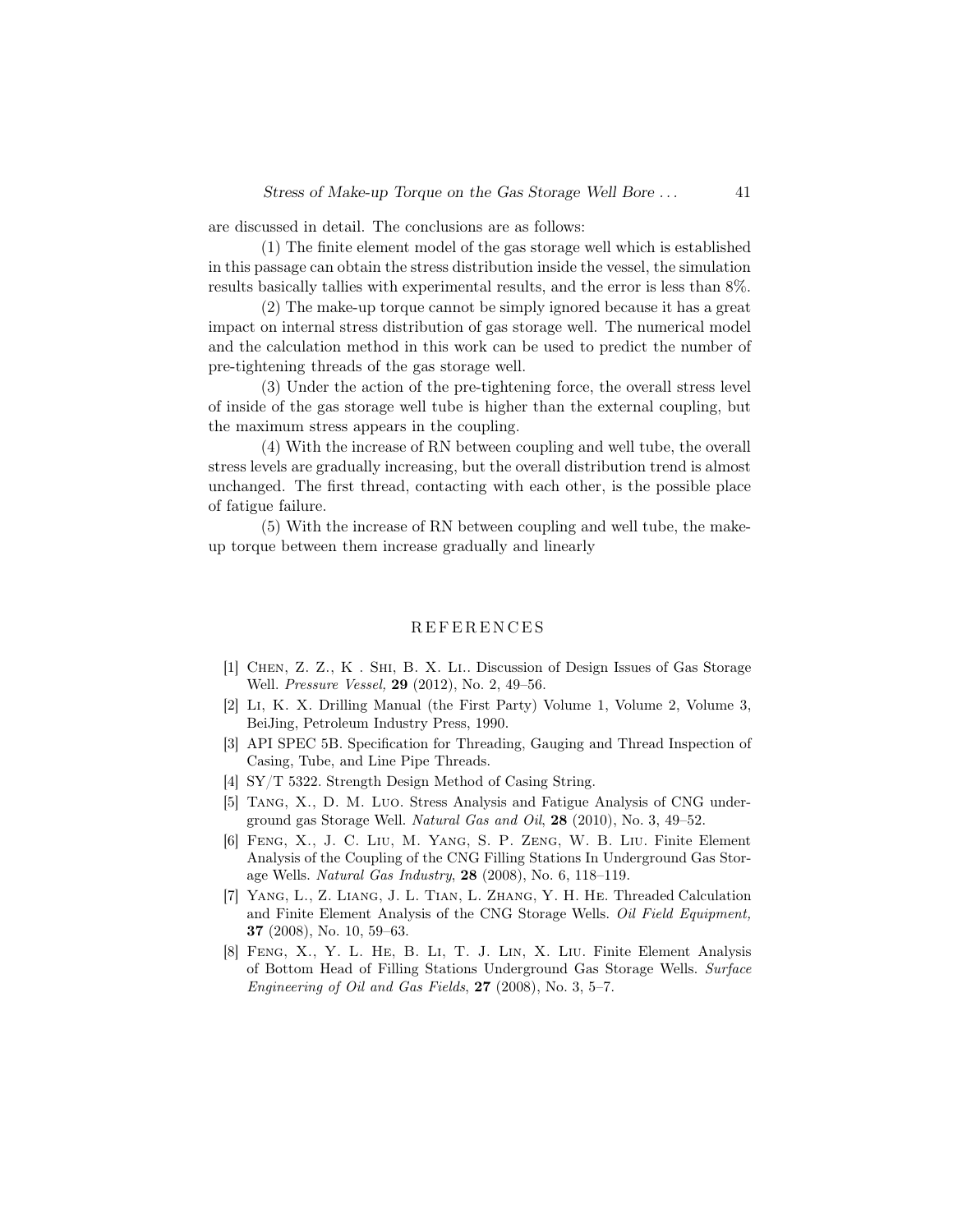are discussed in detail. The conclusions are as follows:

(1) The finite element model of the gas storage well which is established in this passage can obtain the stress distribution inside the vessel, the simulation results basically tallies with experimental results, and the error is less than 8%.

(2) The make-up torque cannot be simply ignored because it has a great impact on internal stress distribution of gas storage well. The numerical model and the calculation method in this work can be used to predict the number of pre-tightening threads of the gas storage well.

(3) Under the action of the pre-tightening force, the overall stress level of inside of the gas storage well tube is higher than the external coupling, but the maximum stress appears in the coupling.

(4) With the increase of RN between coupling and well tube, the overall stress levels are gradually increasing, but the overall distribution trend is almost unchanged. The first thread, contacting with each other, is the possible place of fatigue failure.

(5) With the increase of RN between coupling and well tube, the make-up torque between them increase gradually and linearly

## REFERENCES

[1] Chen, Z. Z., K . Shi, B. X. Li.. Discussion of Design Issues of Gas Storage Well. *Pressure Vessel,* **29** (2012), No. 2, 49–56.

[2] Li, K. X. Drilling Manual (the First Party) Volume 1, Volume 2, Volume 3, BeiJing, Petroleum Industry Press, 1990.

[3] API SPEC 5B. Specification for Threading, Gauging and Thread Inspection of Casing, Tube, and Line Pipe Threads.

[4] SY/T 5322. Strength Design Method of Casing String.

[5] Tang, X., D. M. Luo. Stress Analysis and Fatigue Analysis of CNG underground gas Storage Well. *Natural Gas and Oil*, **28** (2010), No. 3, 49–52.

[6] Feng, X., J. C. Liu, M. Yang, S. P. Zeng, W. B. Liu. Finite Element Analysis of the Coupling of the CNG Filling Stations In Underground Gas Storage Wells. *Natural Gas Industry*, **28** (2008), No. 6, 118–119.

[7] Yang, L., Z. Liang, J. L. Tian, L. Zhang, Y. H. He. Threaded Calculation and Finite Element Analysis of the CNG Storage Wells. *Oil Field Equipment,* **37** (2008), No. 10, 59–63.

[8] Feng, X., Y. L. He, B. Li, T. J. Lin, X. Liu. Finite Element Analysis of Bottom Head of Filling Stations Underground Gas Storage Wells. *Surface Engineering of Oil and Gas Fields*, **27** (2008), No. 3, 5–7.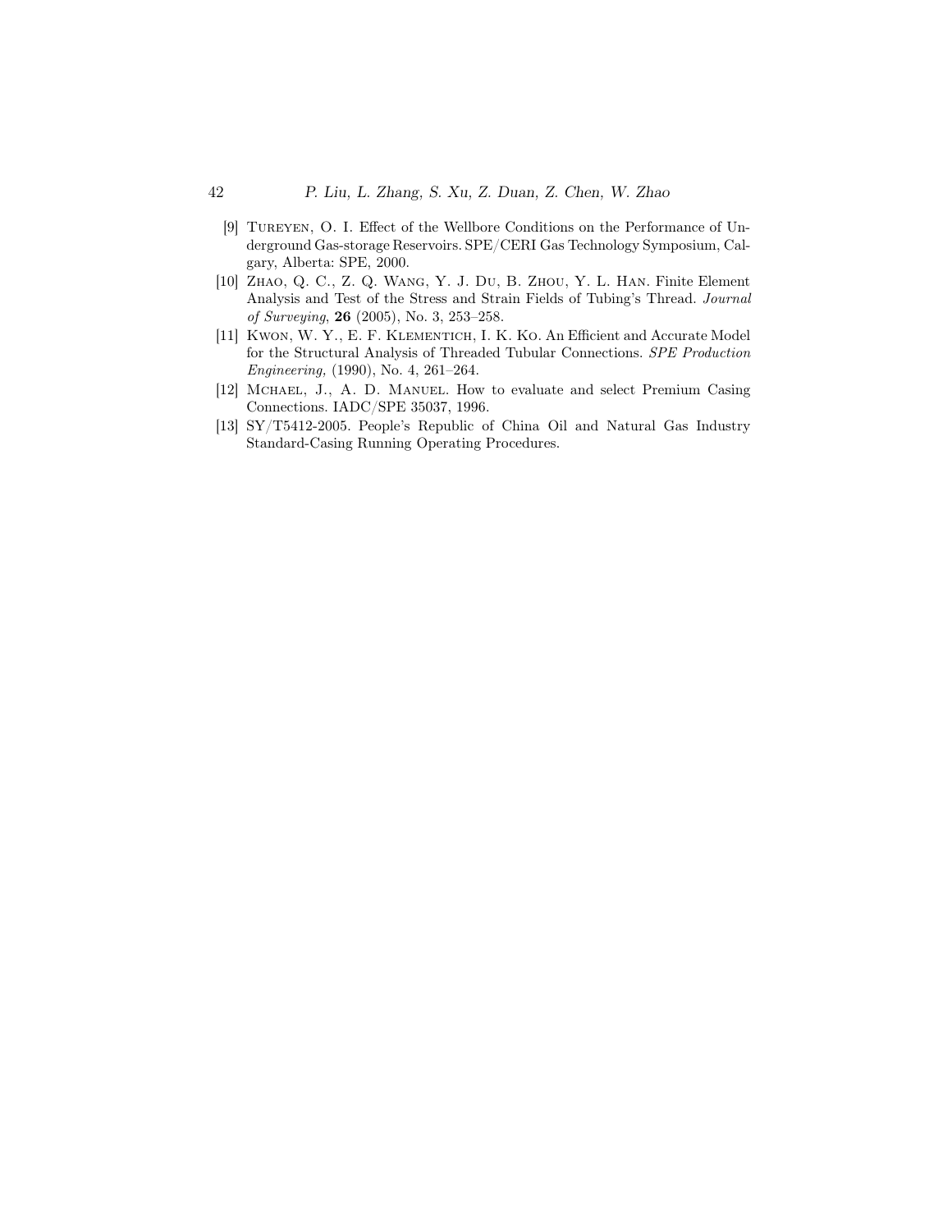[9] Tureyen, O. I. Effect of the Wellbore Conditions on the Performance of Underground Gas-storage Reservoirs. SPE/CERI Gas Technology Symposium, Calgary, Alberta: SPE, 2000.

[10] Zhao, Q. C., Z. Q. Wang, Y. J. Du, B. Zhou, Y. L. Han. Finite Element Analysis and Test of the Stress and Strain Fields of Tubing's Thread. *Journal of Surveying*, **26** (2005), No. 3, 253–258.

[11] Kwon, W. Y., E. F. Klementich, I. K. Ko. An Efficient and Accurate Model for the Structural Analysis of Threaded Tubular Connections. *SPE Production Engineering,* (1990), No. 4, 261–264.

[12] Mchael, J., A. D. Manuel. How to evaluate and select Premium Casing Connections. IADC/SPE 35037, 1996.

[13] SY/T5412-2005. People's Republic of China Oil and Natural Gas Industry Standard-Casing Running Operating Procedures.